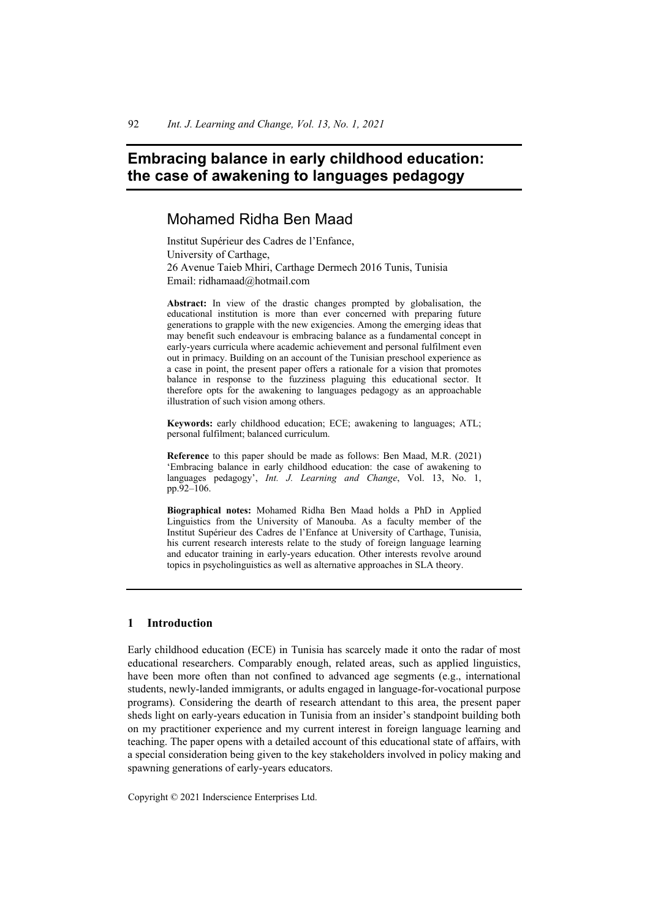# Embracing balance in early childhood education: the case of awakening to languages pedagogy

## Mohamed Ridha Ben Maad

Institut Supérieur des Cadres de l'Enfance,
University of Carthage,
26 Avenue Taieb Mhiri, Carthage Dermech 2016 Tunis, Tunisia
Email: ridhamaad@hotmail.com

**Abstract:** In view of the drastic changes prompted by globalisation, the educational institution is more than ever concerned with preparing future generations to grapple with the new exigencies. Among the emerging ideas that may benefit such endeavour is embracing balance as a fundamental concept in early-years curricula where academic achievement and personal fulfilment even out in primacy. Building on an account of the Tunisian preschool experience as a case in point, the present paper offers a rationale for a vision that promotes balance in response to the fuzziness plaguing this educational sector. It therefore opts for the awakening to languages pedagogy as an approachable illustration of such vision among others.

**Keywords:** early childhood education; ECE; awakening to languages; ATL; personal fulfilment; balanced curriculum.

**Reference** to this paper should be made as follows: Ben Maad, M.R. (2021) 'Embracing balance in early childhood education: the case of awakening to languages pedagogy', *Int. J. Learning and Change*, Vol. 13, No. 1, pp.92–106.

**Biographical notes:** Mohamed Ridha Ben Maad holds a PhD in Applied Linguistics from the University of Manouba. As a faculty member of the Institut Supérieur des Cadres de l'Enfance at University of Carthage, Tunisia, his current research interests relate to the study of foreign language learning and educator training in early-years education. Other interests revolve around topics in psycholinguistics as well as alternative approaches in SLA theory.

## 1 Introduction

Early childhood education (ECE) in Tunisia has scarcely made it onto the radar of most educational researchers. Comparably enough, related areas, such as applied linguistics, have been more often than not confined to advanced age segments (e.g., international students, newly-landed immigrants, or adults engaged in language-for-vocational purpose programs). Considering the dearth of research attendant to this area, the present paper sheds light on early-years education in Tunisia from an insider's standpoint building both on my practitioner experience and my current interest in foreign language learning and teaching. The paper opens with a detailed account of this educational state of affairs, with a special consideration being given to the key stakeholders involved in policy making and spawning generations of early-years educators.

Copyright © 2021 Inderscience Enterprises Ltd.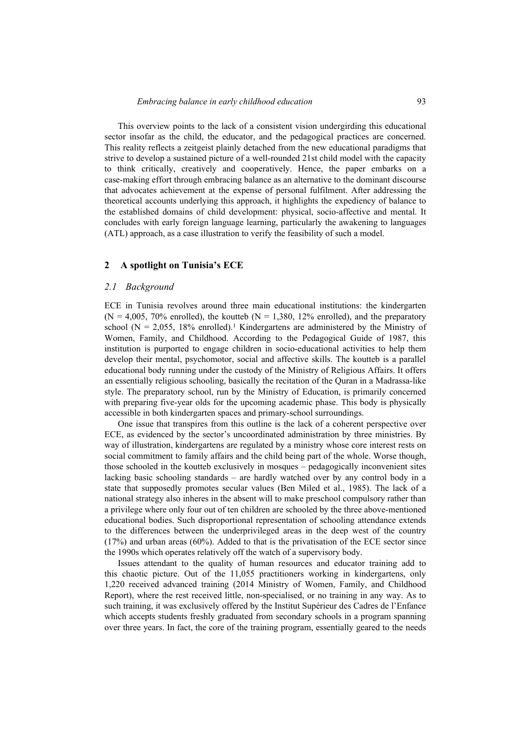This overview points to the lack of a consistent vision undergirding this educational sector insofar as the child, the educator, and the pedagogical practices are concerned. This reality reflects a zeitgeist plainly detached from the new educational paradigms that strive to develop a sustained picture of a well-rounded 21st child model with the capacity to think critically, creatively and cooperatively. Hence, the paper embarks on a case-making effort through embracing balance as an alternative to the dominant discourse that advocates achievement at the expense of personal fulfilment. After addressing the theoretical accounts underlying this approach, it highlights the expediency of balance to the established domains of child development: physical, socio-affective and mental. It concludes with early foreign language learning, particularly the awakening to languages (ATL) approach, as a case illustration to verify the feasibility of such a model.

## 2 A spotlight on Tunisia's ECE

### 2.1 Background

ECE in Tunisia revolves around three main educational institutions: the kindergarten (N = 4,005, 70% enrolled), the koutteb (N = 1,380, 12% enrolled), and the preparatory school (N = 2,055, 18% enrolled).[1] Kindergartens are administered by the Ministry of Women, Family, and Childhood. According to the Pedagogical Guide of 1987, this institution is purported to engage children in socio-educational activities to help them develop their mental, psychomotor, social and affective skills. The koutteb is a parallel educational body running under the custody of the Ministry of Religious Affairs. It offers an essentially religious schooling, basically the recitation of the Quran in a Madrassa-like style. The preparatory school, run by the Ministry of Education, is primarily concerned with preparing five-year olds for the upcoming academic phase. This body is physically accessible in both kindergarten spaces and primary-school surroundings.

One issue that transpires from this outline is the lack of a coherent perspective over ECE, as evidenced by the sector's uncoordinated administration by three ministries. By way of illustration, kindergartens are regulated by a ministry whose core interest rests on social commitment to family affairs and the child being part of the whole. Worse though, those schooled in the koutteb exclusively in mosques – pedagogically inconvenient sites lacking basic schooling standards – are hardly watched over by any control body in a state that supposedly promotes secular values (Ben Miled et al., 1985). The lack of a national strategy also inheres in the absent will to make preschool compulsory rather than a privilege where only four out of ten children are schooled by the three above-mentioned educational bodies. Such disproportional representation of schooling attendance extends to the differences between the underprivileged areas in the deep west of the country (17%) and urban areas (60%). Added to that is the privatisation of the ECE sector since the 1990s which operates relatively off the watch of a supervisory body.

Issues attendant to the quality of human resources and educator training add to this chaotic picture. Out of the 11,055 practitioners working in kindergartens, only 1,220 received advanced training (2014 Ministry of Women, Family, and Childhood Report), where the rest received little, non-specialised, or no training in any way. As to such training, it was exclusively offered by the Institut Supérieur des Cadres de l'Enfance which accepts students freshly graduated from secondary schools in a program spanning over three years. In fact, the core of the training program, essentially geared to the needs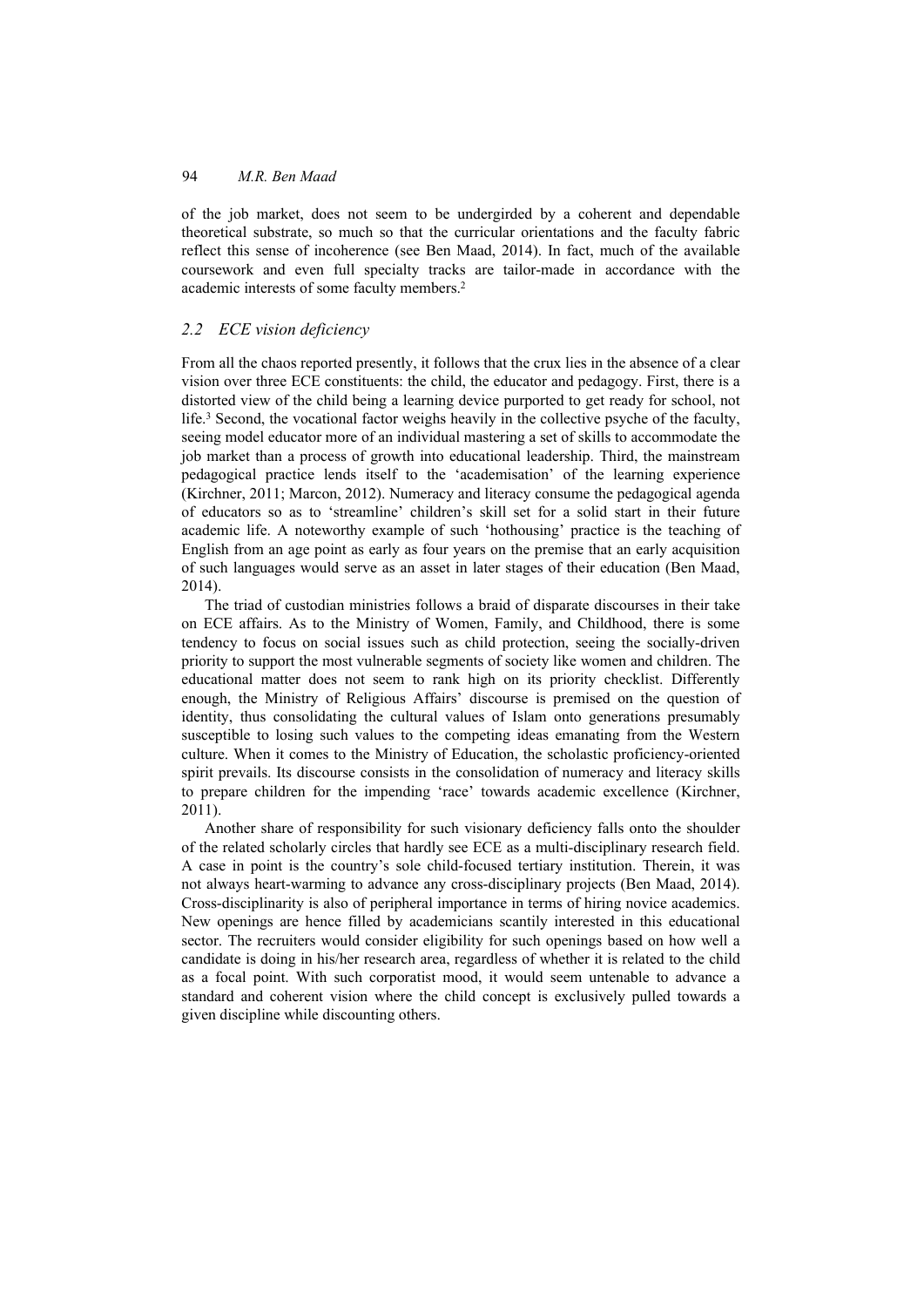of the job market, does not seem to be undergirded by a coherent and dependable theoretical substrate, so much so that the curricular orientations and the faculty fabric reflect this sense of incoherence (see Ben Maad, 2014). In fact, much of the available coursework and even full specialty tracks are tailor-made in accordance with the academic interests of some faculty members.[2]

## 2.2 ECE vision deficiency

From all the chaos reported presently, it follows that the crux lies in the absence of a clear vision over three ECE constituents: the child, the educator and pedagogy. First, there is a distorted view of the child being a learning device purported to get ready for school, not life.[3] Second, the vocational factor weighs heavily in the collective psyche of the faculty, seeing model educator more of an individual mastering a set of skills to accommodate the job market than a process of growth into educational leadership. Third, the mainstream pedagogical practice lends itself to the 'academisation' of the learning experience (Kirchner, 2011; Marcon, 2012). Numeracy and literacy consume the pedagogical agenda of educators so as to 'streamline' children's skill set for a solid start in their future academic life. A noteworthy example of such 'hothousing' practice is the teaching of English from an age point as early as four years on the premise that an early acquisition of such languages would serve as an asset in later stages of their education (Ben Maad, 2014).

The triad of custodian ministries follows a braid of disparate discourses in their take on ECE affairs. As to the Ministry of Women, Family, and Childhood, there is some tendency to focus on social issues such as child protection, seeing the socially-driven priority to support the most vulnerable segments of society like women and children. The educational matter does not seem to rank high on its priority checklist. Differently enough, the Ministry of Religious Affairs' discourse is premised on the question of identity, thus consolidating the cultural values of Islam onto generations presumably susceptible to losing such values to the competing ideas emanating from the Western culture. When it comes to the Ministry of Education, the scholastic proficiency-oriented spirit prevails. Its discourse consists in the consolidation of numeracy and literacy skills to prepare children for the impending 'race' towards academic excellence (Kirchner, 2011).

Another share of responsibility for such visionary deficiency falls onto the shoulder of the related scholarly circles that hardly see ECE as a multi-disciplinary research field. A case in point is the country's sole child-focused tertiary institution. Therein, it was not always heart-warming to advance any cross-disciplinary projects (Ben Maad, 2014). Cross-disciplinarity is also of peripheral importance in terms of hiring novice academics. New openings are hence filled by academicians scantily interested in this educational sector. The recruiters would consider eligibility for such openings based on how well a candidate is doing in his/her research area, regardless of whether it is related to the child as a focal point. With such corporatist mood, it would seem untenable to advance a standard and coherent vision where the child concept is exclusively pulled towards a given discipline while discounting others.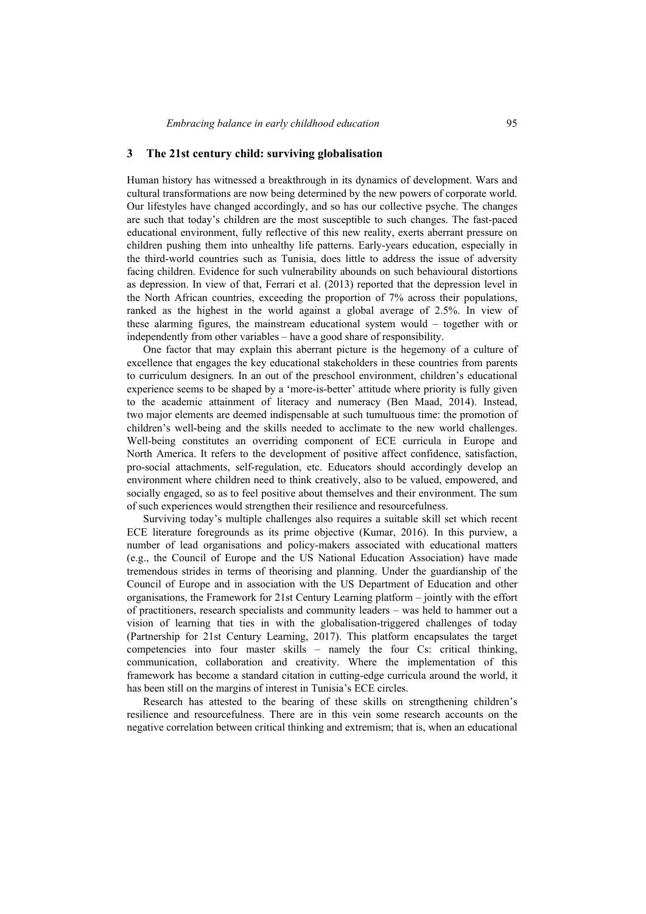## 3 The 21st century child: surviving globalisation

Human history has witnessed a breakthrough in its dynamics of development. Wars and cultural transformations are now being determined by the new powers of corporate world. Our lifestyles have changed accordingly, and so has our collective psyche. The changes are such that today's children are the most susceptible to such changes. The fast-paced educational environment, fully reflective of this new reality, exerts aberrant pressure on children pushing them into unhealthy life patterns. Early-years education, especially in the third-world countries such as Tunisia, does little to address the issue of adversity facing children. Evidence for such vulnerability abounds on such behavioural distortions as depression. In view of that, Ferrari et al. (2013) reported that the depression level in the North African countries, exceeding the proportion of 7% across their populations, ranked as the highest in the world against a global average of 2.5%. In view of these alarming figures, the mainstream educational system would – together with or independently from other variables – have a good share of responsibility.

One factor that may explain this aberrant picture is the hegemony of a culture of excellence that engages the key educational stakeholders in these countries from parents to curriculum designers. In an out of the preschool environment, children's educational experience seems to be shaped by a 'more-is-better' attitude where priority is fully given to the academic attainment of literacy and numeracy (Ben Maad, 2014). Instead, two major elements are deemed indispensable at such tumultuous time: the promotion of children's well-being and the skills needed to acclimate to the new world challenges. Well-being constitutes an overriding component of ECE curricula in Europe and North America. It refers to the development of positive affect confidence, satisfaction, pro-social attachments, self-regulation, etc. Educators should accordingly develop an environment where children need to think creatively, also to be valued, empowered, and socially engaged, so as to feel positive about themselves and their environment. The sum of such experiences would strengthen their resilience and resourcefulness.

Surviving today's multiple challenges also requires a suitable skill set which recent ECE literature foregrounds as its prime objective (Kumar, 2016). In this purview, a number of lead organisations and policy-makers associated with educational matters (e.g., the Council of Europe and the US National Education Association) have made tremendous strides in terms of theorising and planning. Under the guardianship of the Council of Europe and in association with the US Department of Education and other organisations, the Framework for 21st Century Learning platform – jointly with the effort of practitioners, research specialists and community leaders – was held to hammer out a vision of learning that ties in with the globalisation-triggered challenges of today (Partnership for 21st Century Learning, 2017). This platform encapsulates the target competencies into four master skills – namely the four Cs: critical thinking, communication, collaboration and creativity. Where the implementation of this framework has become a standard citation in cutting-edge curricula around the world, it has been still on the margins of interest in Tunisia's ECE circles.

Research has attested to the bearing of these skills on strengthening children's resilience and resourcefulness. There are in this vein some research accounts on the negative correlation between critical thinking and extremism; that is, when an educational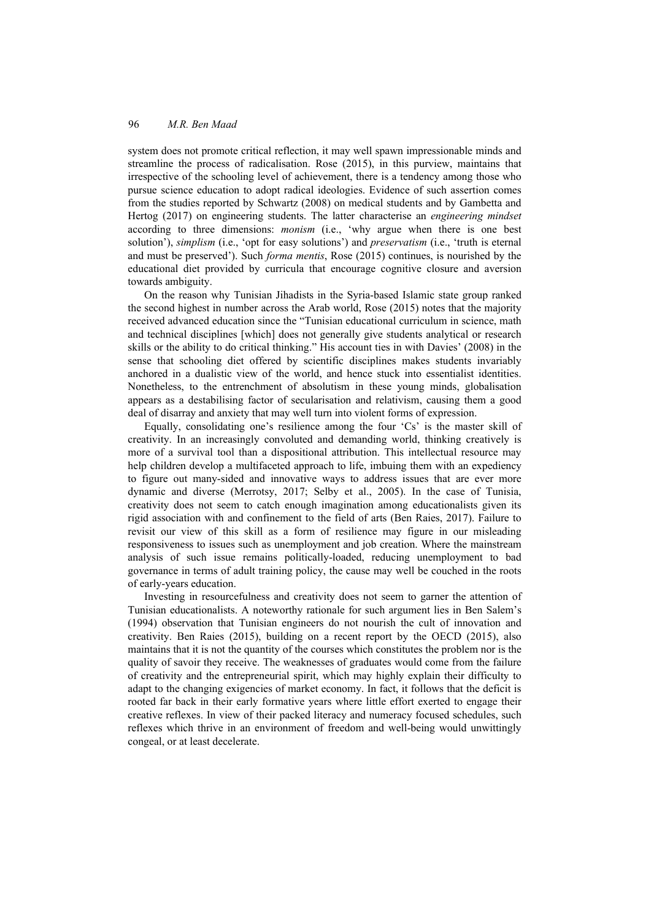system does not promote critical reflection, it may well spawn impressionable minds and streamline the process of radicalisation. Rose (2015), in this purview, maintains that irrespective of the schooling level of achievement, there is a tendency among those who pursue science education to adopt radical ideologies. Evidence of such assertion comes from the studies reported by Schwartz (2008) on medical students and by Gambetta and Hertog (2017) on engineering students. The latter characterise an *engineering mindset* according to three dimensions: *monism* (i.e., 'why argue when there is one best solution'), *simplism* (i.e., 'opt for easy solutions') and *preservatism* (i.e., 'truth is eternal and must be preserved'). Such *forma mentis*, Rose (2015) continues, is nourished by the educational diet provided by curricula that encourage cognitive closure and aversion towards ambiguity.

On the reason why Tunisian Jihadists in the Syria-based Islamic state group ranked the second highest in number across the Arab world, Rose (2015) notes that the majority received advanced education since the "Tunisian educational curriculum in science, math and technical disciplines [which] does not generally give students analytical or research skills or the ability to do critical thinking." His account ties in with Davies' (2008) in the sense that schooling diet offered by scientific disciplines makes students invariably anchored in a dualistic view of the world, and hence stuck into essentialist identities. Nonetheless, to the entrenchment of absolutism in these young minds, globalisation appears as a destabilising factor of secularisation and relativism, causing them a good deal of disarray and anxiety that may well turn into violent forms of expression.

Equally, consolidating one's resilience among the four 'Cs' is the master skill of creativity. In an increasingly convoluted and demanding world, thinking creatively is more of a survival tool than a dispositional attribution. This intellectual resource may help children develop a multifaceted approach to life, imbuing them with an expediency to figure out many-sided and innovative ways to address issues that are ever more dynamic and diverse (Merrotsy, 2017; Selby et al., 2005). In the case of Tunisia, creativity does not seem to catch enough imagination among educationalists given its rigid association with and confinement to the field of arts (Ben Raies, 2017). Failure to revisit our view of this skill as a form of resilience may figure in our misleading responsiveness to issues such as unemployment and job creation. Where the mainstream analysis of such issue remains politically-loaded, reducing unemployment to bad governance in terms of adult training policy, the cause may well be couched in the roots of early-years education.

Investing in resourcefulness and creativity does not seem to garner the attention of Tunisian educationalists. A noteworthy rationale for such argument lies in Ben Salem's (1994) observation that Tunisian engineers do not nourish the cult of innovation and creativity. Ben Raies (2015), building on a recent report by the OECD (2015), also maintains that it is not the quantity of the courses which constitutes the problem nor is the quality of savoir they receive. The weaknesses of graduates would come from the failure of creativity and the entrepreneurial spirit, which may highly explain their difficulty to adapt to the changing exigencies of market economy. In fact, it follows that the deficit is rooted far back in their early formative years where little effort exerted to engage their creative reflexes. In view of their packed literacy and numeracy focused schedules, such reflexes which thrive in an environment of freedom and well-being would unwittingly congeal, or at least decelerate.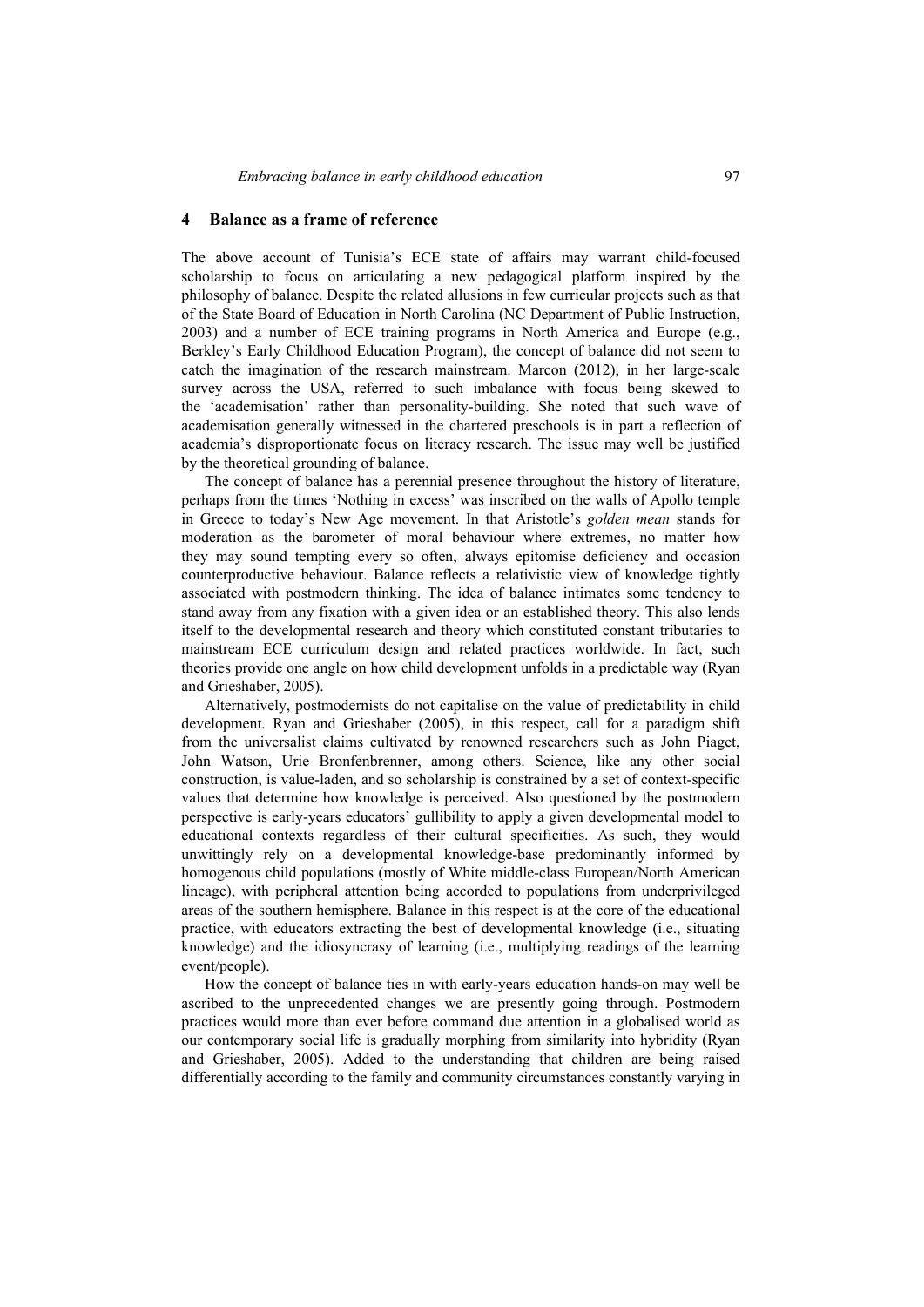## 4 Balance as a frame of reference

The above account of Tunisia's ECE state of affairs may warrant child-focused scholarship to focus on articulating a new pedagogical platform inspired by the philosophy of balance. Despite the related allusions in few curricular projects such as that of the State Board of Education in North Carolina (NC Department of Public Instruction, 2003) and a number of ECE training programs in North America and Europe (e.g., Berkley's Early Childhood Education Program), the concept of balance did not seem to catch the imagination of the research mainstream. Marcon (2012), in her large-scale survey across the USA, referred to such imbalance with focus being skewed to the 'academisation' rather than personality-building. She noted that such wave of academisation generally witnessed in the chartered preschools is in part a reflection of academia's disproportionate focus on literacy research. The issue may well be justified by the theoretical grounding of balance.

The concept of balance has a perennial presence throughout the history of literature, perhaps from the times 'Nothing in excess' was inscribed on the walls of Apollo temple in Greece to today's New Age movement. In that Aristotle's *golden mean* stands for moderation as the barometer of moral behaviour where extremes, no matter how they may sound tempting every so often, always epitomise deficiency and occasion counterproductive behaviour. Balance reflects a relativistic view of knowledge tightly associated with postmodern thinking. The idea of balance intimates some tendency to stand away from any fixation with a given idea or an established theory. This also lends itself to the developmental research and theory which constituted constant tributaries to mainstream ECE curriculum design and related practices worldwide. In fact, such theories provide one angle on how child development unfolds in a predictable way (Ryan and Grieshaber, 2005).

Alternatively, postmodernists do not capitalise on the value of predictability in child development. Ryan and Grieshaber (2005), in this respect, call for a paradigm shift from the universalist claims cultivated by renowned researchers such as John Piaget, John Watson, Urie Bronfenbrenner, among others. Science, like any other social construction, is value-laden, and so scholarship is constrained by a set of context-specific values that determine how knowledge is perceived. Also questioned by the postmodern perspective is early-years educators' gullibility to apply a given developmental model to educational contexts regardless of their cultural specificities. As such, they would unwittingly rely on a developmental knowledge-base predominantly informed by homogenous child populations (mostly of White middle-class European/North American lineage), with peripheral attention being accorded to populations from underprivileged areas of the southern hemisphere. Balance in this respect is at the core of the educational practice, with educators extracting the best of developmental knowledge (i.e., situating knowledge) and the idiosyncrasy of learning (i.e., multiplying readings of the learning event/people).

How the concept of balance ties in with early-years education hands-on may well be ascribed to the unprecedented changes we are presently going through. Postmodern practices would more than ever before command due attention in a globalised world as our contemporary social life is gradually morphing from similarity into hybridity (Ryan and Grieshaber, 2005). Added to the understanding that children are being raised differentially according to the family and community circumstances constantly varying in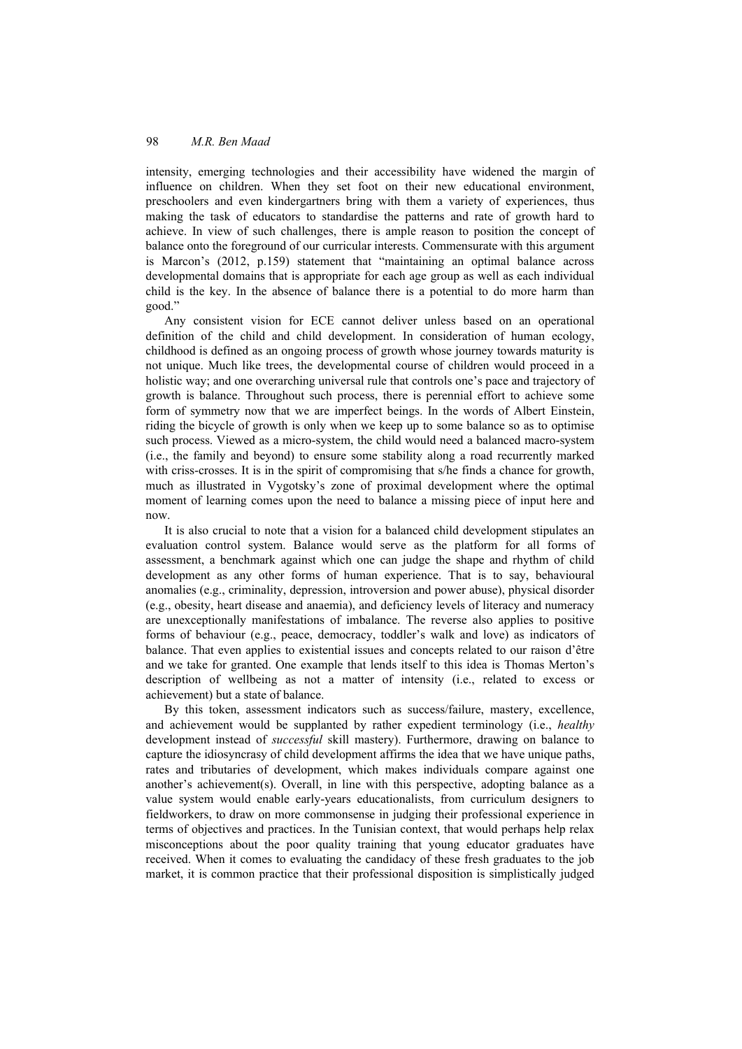intensity, emerging technologies and their accessibility have widened the margin of influence on children. When they set foot on their new educational environment, preschoolers and even kindergartners bring with them a variety of experiences, thus making the task of educators to standardise the patterns and rate of growth hard to achieve. In view of such challenges, there is ample reason to position the concept of balance onto the foreground of our curricular interests. Commensurate with this argument is Marcon's (2012, p.159) statement that "maintaining an optimal balance across developmental domains that is appropriate for each age group as well as each individual child is the key. In the absence of balance there is a potential to do more harm than good."

Any consistent vision for ECE cannot deliver unless based on an operational definition of the child and child development. In consideration of human ecology, childhood is defined as an ongoing process of growth whose journey towards maturity is not unique. Much like trees, the developmental course of children would proceed in a holistic way; and one overarching universal rule that controls one's pace and trajectory of growth is balance. Throughout such process, there is perennial effort to achieve some form of symmetry now that we are imperfect beings. In the words of Albert Einstein, riding the bicycle of growth is only when we keep up to some balance so as to optimise such process. Viewed as a micro-system, the child would need a balanced macro-system (i.e., the family and beyond) to ensure some stability along a road recurrently marked with criss-crosses. It is in the spirit of compromising that s/he finds a chance for growth, much as illustrated in Vygotsky's zone of proximal development where the optimal moment of learning comes upon the need to balance a missing piece of input here and now.

It is also crucial to note that a vision for a balanced child development stipulates an evaluation control system. Balance would serve as the platform for all forms of assessment, a benchmark against which one can judge the shape and rhythm of child development as any other forms of human experience. That is to say, behavioural anomalies (e.g., criminality, depression, introversion and power abuse), physical disorder (e.g., obesity, heart disease and anaemia), and deficiency levels of literacy and numeracy are unexceptionally manifestations of imbalance. The reverse also applies to positive forms of behaviour (e.g., peace, democracy, toddler's walk and love) as indicators of balance. That even applies to existential issues and concepts related to our raison d'être and we take for granted. One example that lends itself to this idea is Thomas Merton's description of wellbeing as not a matter of intensity (i.e., related to excess or achievement) but a state of balance.

By this token, assessment indicators such as success/failure, mastery, excellence, and achievement would be supplanted by rather expedient terminology (i.e., *healthy* development instead of *successful* skill mastery). Furthermore, drawing on balance to capture the idiosyncrasy of child development affirms the idea that we have unique paths, rates and tributaries of development, which makes individuals compare against one another's achievement(s). Overall, in line with this perspective, adopting balance as a value system would enable early-years educationalists, from curriculum designers to fieldworkers, to draw on more commonsense in judging their professional experience in terms of objectives and practices. In the Tunisian context, that would perhaps help relax misconceptions about the poor quality training that young educator graduates have received. When it comes to evaluating the candidacy of these fresh graduates to the job market, it is common practice that their professional disposition is simplistically judged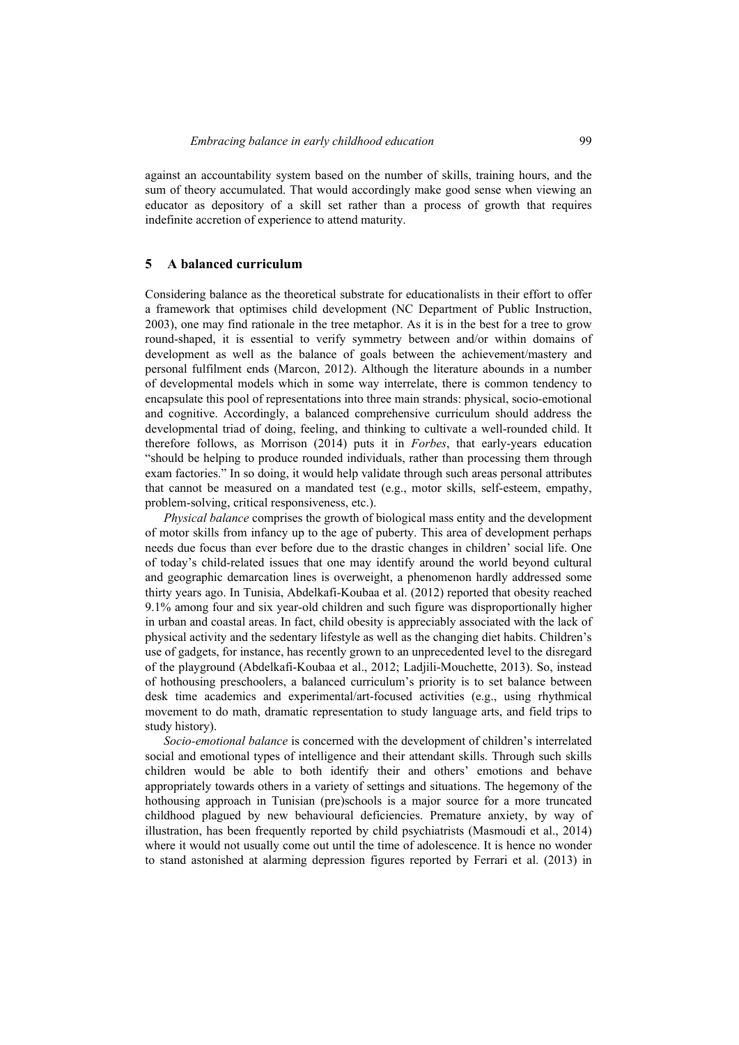against an accountability system based on the number of skills, training hours, and the sum of theory accumulated. That would accordingly make good sense when viewing an educator as depository of a skill set rather than a process of growth that requires indefinite accretion of experience to attend maturity.

## 5 A balanced curriculum

Considering balance as the theoretical substrate for educationalists in their effort to offer a framework that optimises child development (NC Department of Public Instruction, 2003), one may find rationale in the tree metaphor. As it is in the best for a tree to grow round-shaped, it is essential to verify symmetry between and/or within domains of development as well as the balance of goals between the achievement/mastery and personal fulfilment ends (Marcon, 2012). Although the literature abounds in a number of developmental models which in some way interrelate, there is common tendency to encapsulate this pool of representations into three main strands: physical, socio-emotional and cognitive. Accordingly, a balanced comprehensive curriculum should address the developmental triad of doing, feeling, and thinking to cultivate a well-rounded child. It therefore follows, as Morrison (2014) puts it in *Forbes*, that early-years education "should be helping to produce rounded individuals, rather than processing them through exam factories." In so doing, it would help validate through such areas personal attributes that cannot be measured on a mandated test (e.g., motor skills, self-esteem, empathy, problem-solving, critical responsiveness, etc.).

*Physical balance* comprises the growth of biological mass entity and the development of motor skills from infancy up to the age of puberty. This area of development perhaps needs due focus than ever before due to the drastic changes in children' social life. One of today's child-related issues that one may identify around the world beyond cultural and geographic demarcation lines is overweight, a phenomenon hardly addressed some thirty years ago. In Tunisia, Abdelkafi-Koubaa et al. (2012) reported that obesity reached 9.1% among four and six year-old children and such figure was disproportionally higher in urban and coastal areas. In fact, child obesity is appreciably associated with the lack of physical activity and the sedentary lifestyle as well as the changing diet habits. Children's use of gadgets, for instance, has recently grown to an unprecedented level to the disregard of the playground (Abdelkafi-Koubaa et al., 2012; Ladjili-Mouchette, 2013). So, instead of hothousing preschoolers, a balanced curriculum's priority is to set balance between desk time academics and experimental/art-focused activities (e.g., using rhythmical movement to do math, dramatic representation to study language arts, and field trips to study history).

*Socio-emotional balance* is concerned with the development of children's interrelated social and emotional types of intelligence and their attendant skills. Through such skills children would be able to both identify their and others' emotions and behave appropriately towards others in a variety of settings and situations. The hegemony of the hothousing approach in Tunisian (pre)schools is a major source for a more truncated childhood plagued by new behavioural deficiencies. Premature anxiety, by way of illustration, has been frequently reported by child psychiatrists (Masmoudi et al., 2014) where it would not usually come out until the time of adolescence. It is hence no wonder to stand astonished at alarming depression figures reported by Ferrari et al. (2013) in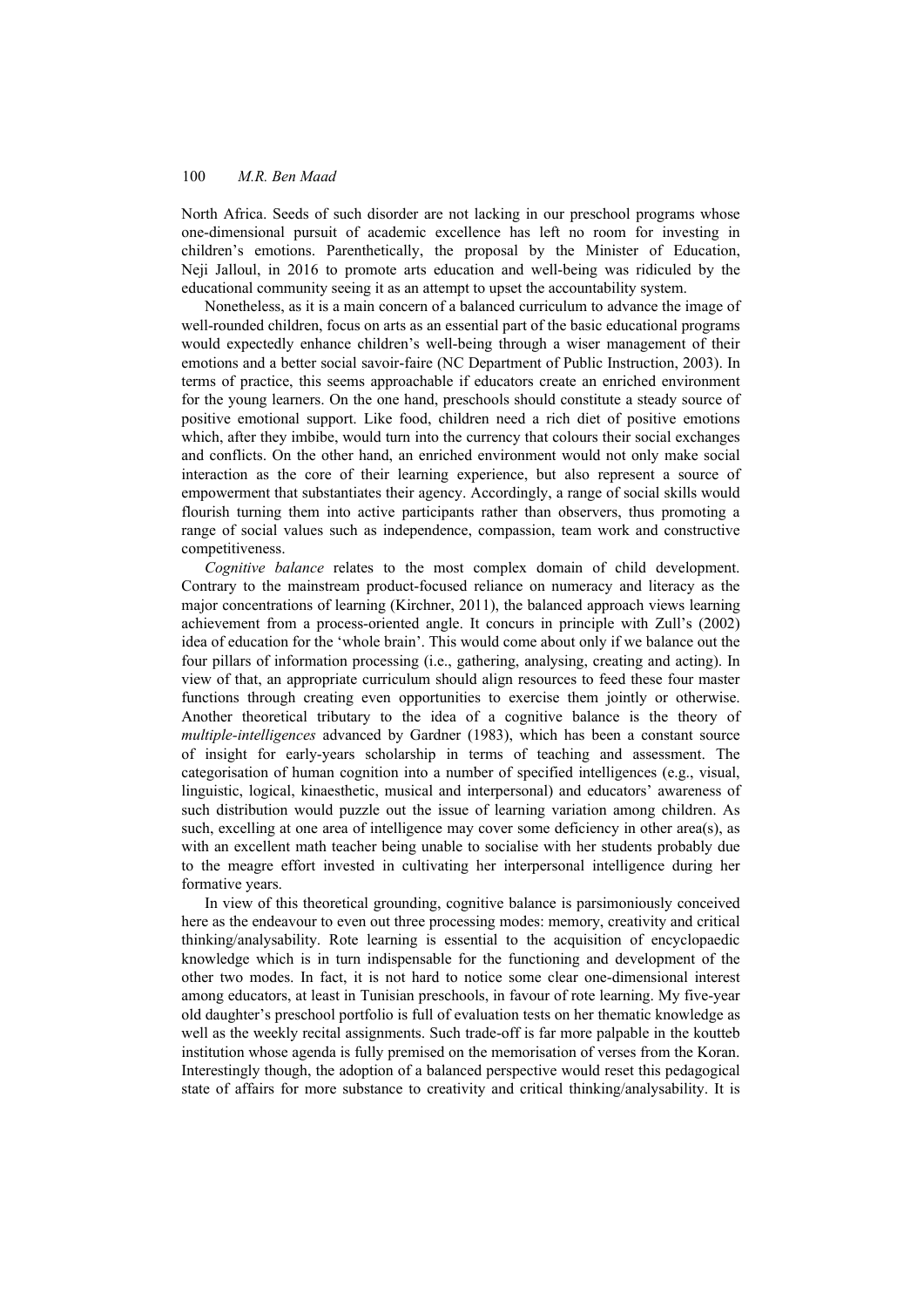North Africa. Seeds of such disorder are not lacking in our preschool programs whose one-dimensional pursuit of academic excellence has left no room for investing in children's emotions. Parenthetically, the proposal by the Minister of Education, Neji Jalloul, in 2016 to promote arts education and well-being was ridiculed by the educational community seeing it as an attempt to upset the accountability system.

Nonetheless, as it is a main concern of a balanced curriculum to advance the image of well-rounded children, focus on arts as an essential part of the basic educational programs would expectedly enhance children's well-being through a wiser management of their emotions and a better social savoir-faire (NC Department of Public Instruction, 2003). In terms of practice, this seems approachable if educators create an enriched environment for the young learners. On the one hand, preschools should constitute a steady source of positive emotional support. Like food, children need a rich diet of positive emotions which, after they imbibe, would turn into the currency that colours their social exchanges and conflicts. On the other hand, an enriched environment would not only make social interaction as the core of their learning experience, but also represent a source of empowerment that substantiates their agency. Accordingly, a range of social skills would flourish turning them into active participants rather than observers, thus promoting a range of social values such as independence, compassion, team work and constructive competitiveness.

*Cognitive balance* relates to the most complex domain of child development. Contrary to the mainstream product-focused reliance on numeracy and literacy as the major concentrations of learning (Kirchner, 2011), the balanced approach views learning achievement from a process-oriented angle. It concurs in principle with Zull's (2002) idea of education for the 'whole brain'. This would come about only if we balance out the four pillars of information processing (i.e., gathering, analysing, creating and acting). In view of that, an appropriate curriculum should align resources to feed these four master functions through creating even opportunities to exercise them jointly or otherwise. Another theoretical tributary to the idea of a cognitive balance is the theory of *multiple-intelligences* advanced by Gardner (1983), which has been a constant source of insight for early-years scholarship in terms of teaching and assessment. The categorisation of human cognition into a number of specified intelligences (e.g., visual, linguistic, logical, kinaesthetic, musical and interpersonal) and educators' awareness of such distribution would puzzle out the issue of learning variation among children. As such, excelling at one area of intelligence may cover some deficiency in other area(s), as with an excellent math teacher being unable to socialise with her students probably due to the meagre effort invested in cultivating her interpersonal intelligence during her formative years.

In view of this theoretical grounding, cognitive balance is parsimoniously conceived here as the endeavour to even out three processing modes: memory, creativity and critical thinking/analysability. Rote learning is essential to the acquisition of encyclopaedic knowledge which is in turn indispensable for the functioning and development of the other two modes. In fact, it is not hard to notice some clear one-dimensional interest among educators, at least in Tunisian preschools, in favour of rote learning. My five-year old daughter's preschool portfolio is full of evaluation tests on her thematic knowledge as well as the weekly recital assignments. Such trade-off is far more palpable in the koutteb institution whose agenda is fully premised on the memorisation of verses from the Koran. Interestingly though, the adoption of a balanced perspective would reset this pedagogical state of affairs for more substance to creativity and critical thinking/analysability. It is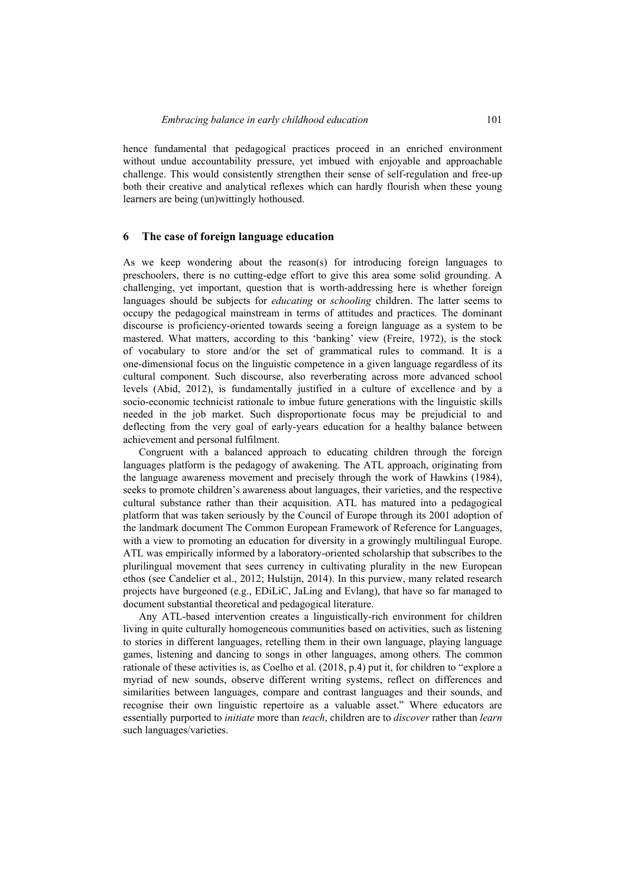hence fundamental that pedagogical practices proceed in an enriched environment without undue accountability pressure, yet imbued with enjoyable and approachable challenge. This would consistently strengthen their sense of self-regulation and free-up both their creative and analytical reflexes which can hardly flourish when these young learners are being (un)wittingly hothoused.

## 6 The case of foreign language education

As we keep wondering about the reason(s) for introducing foreign languages to preschoolers, there is no cutting-edge effort to give this area some solid grounding. A challenging, yet important, question that is worth-addressing here is whether foreign languages should be subjects for *educating* or *schooling* children. The latter seems to occupy the pedagogical mainstream in terms of attitudes and practices. The dominant discourse is proficiency-oriented towards seeing a foreign language as a system to be mastered. What matters, according to this 'banking' view (Freire, 1972), is the stock of vocabulary to store and/or the set of grammatical rules to command. It is a one-dimensional focus on the linguistic competence in a given language regardless of its cultural component. Such discourse, also reverberating across more advanced school levels (Abid, 2012), is fundamentally justified in a culture of excellence and by a socio-economic technicist rationale to imbue future generations with the linguistic skills needed in the job market. Such disproportionate focus may be prejudicial to and deflecting from the very goal of early-years education for a healthy balance between achievement and personal fulfilment.

Congruent with a balanced approach to educating children through the foreign languages platform is the pedagogy of awakening. The ATL approach, originating from the language awareness movement and precisely through the work of Hawkins (1984), seeks to promote children's awareness about languages, their varieties, and the respective cultural substance rather than their acquisition. ATL has matured into a pedagogical platform that was taken seriously by the Council of Europe through its 2001 adoption of the landmark document The Common European Framework of Reference for Languages, with a view to promoting an education for diversity in a growingly multilingual Europe. ATL was empirically informed by a laboratory-oriented scholarship that subscribes to the plurilingual movement that sees currency in cultivating plurality in the new European ethos (see Candelier et al., 2012; Hulstijn, 2014). In this purview, many related research projects have burgeoned (e.g., EDiLiC, JaLing and Evlang), that have so far managed to document substantial theoretical and pedagogical literature.

Any ATL-based intervention creates a linguistically-rich environment for children living in quite culturally homogeneous communities based on activities, such as listening to stories in different languages, retelling them in their own language, playing language games, listening and dancing to songs in other languages, among others. The common rationale of these activities is, as Coelho et al. (2018, p.4) put it, for children to "explore a myriad of new sounds, observe different writing systems, reflect on differences and similarities between languages, compare and contrast languages and their sounds, and recognise their own linguistic repertoire as a valuable asset." Where educators are essentially purported to *initiate* more than *teach*, children are to *discover* rather than *learn* such languages/varieties.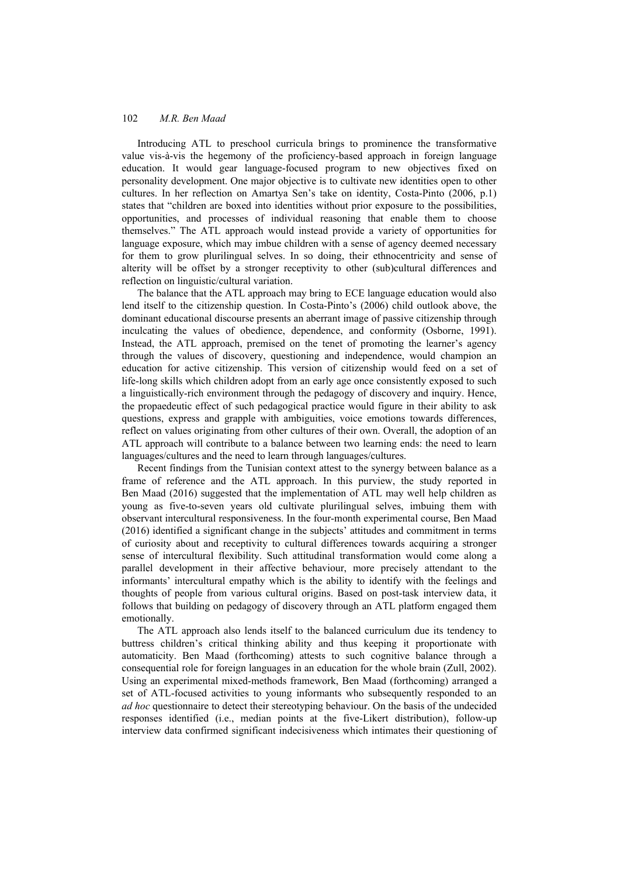Introducing ATL to preschool curricula brings to prominence the transformative value vis-à-vis the hegemony of the proficiency-based approach in foreign language education. It would gear language-focused program to new objectives fixed on personality development. One major objective is to cultivate new identities open to other cultures. In her reflection on Amartya Sen's take on identity, Costa-Pinto (2006, p.1) states that "children are boxed into identities without prior exposure to the possibilities, opportunities, and processes of individual reasoning that enable them to choose themselves." The ATL approach would instead provide a variety of opportunities for language exposure, which may imbue children with a sense of agency deemed necessary for them to grow plurilingual selves. In so doing, their ethnocentricity and sense of alterity will be offset by a stronger receptivity to other (sub)cultural differences and reflection on linguistic/cultural variation.

The balance that the ATL approach may bring to ECE language education would also lend itself to the citizenship question. In Costa-Pinto's (2006) child outlook above, the dominant educational discourse presents an aberrant image of passive citizenship through inculcating the values of obedience, dependence, and conformity (Osborne, 1991). Instead, the ATL approach, premised on the tenet of promoting the learner's agency through the values of discovery, questioning and independence, would champion an education for active citizenship. This version of citizenship would feed on a set of life-long skills which children adopt from an early age once consistently exposed to such a linguistically-rich environment through the pedagogy of discovery and inquiry. Hence, the propaedeutic effect of such pedagogical practice would figure in their ability to ask questions, express and grapple with ambiguities, voice emotions towards differences, reflect on values originating from other cultures of their own. Overall, the adoption of an ATL approach will contribute to a balance between two learning ends: the need to learn languages/cultures and the need to learn through languages/cultures.

Recent findings from the Tunisian context attest to the synergy between balance as a frame of reference and the ATL approach. In this purview, the study reported in Ben Maad (2016) suggested that the implementation of ATL may well help children as young as five-to-seven years old cultivate plurilingual selves, imbuing them with observant intercultural responsiveness. In the four-month experimental course, Ben Maad (2016) identified a significant change in the subjects' attitudes and commitment in terms of curiosity about and receptivity to cultural differences towards acquiring a stronger sense of intercultural flexibility. Such attitudinal transformation would come along a parallel development in their affective behaviour, more precisely attendant to the informants' intercultural empathy which is the ability to identify with the feelings and thoughts of people from various cultural origins. Based on post-task interview data, it follows that building on pedagogy of discovery through an ATL platform engaged them emotionally.

The ATL approach also lends itself to the balanced curriculum due its tendency to buttress children's critical thinking ability and thus keeping it proportionate with automaticity. Ben Maad (forthcoming) attests to such cognitive balance through a consequential role for foreign languages in an education for the whole brain (Zull, 2002). Using an experimental mixed-methods framework, Ben Maad (forthcoming) arranged a set of ATL-focused activities to young informants who subsequently responded to an *ad hoc* questionnaire to detect their stereotyping behaviour. On the basis of the undecided responses identified (i.e., median points at the five-Likert distribution), follow-up interview data confirmed significant indecisiveness which intimates their questioning of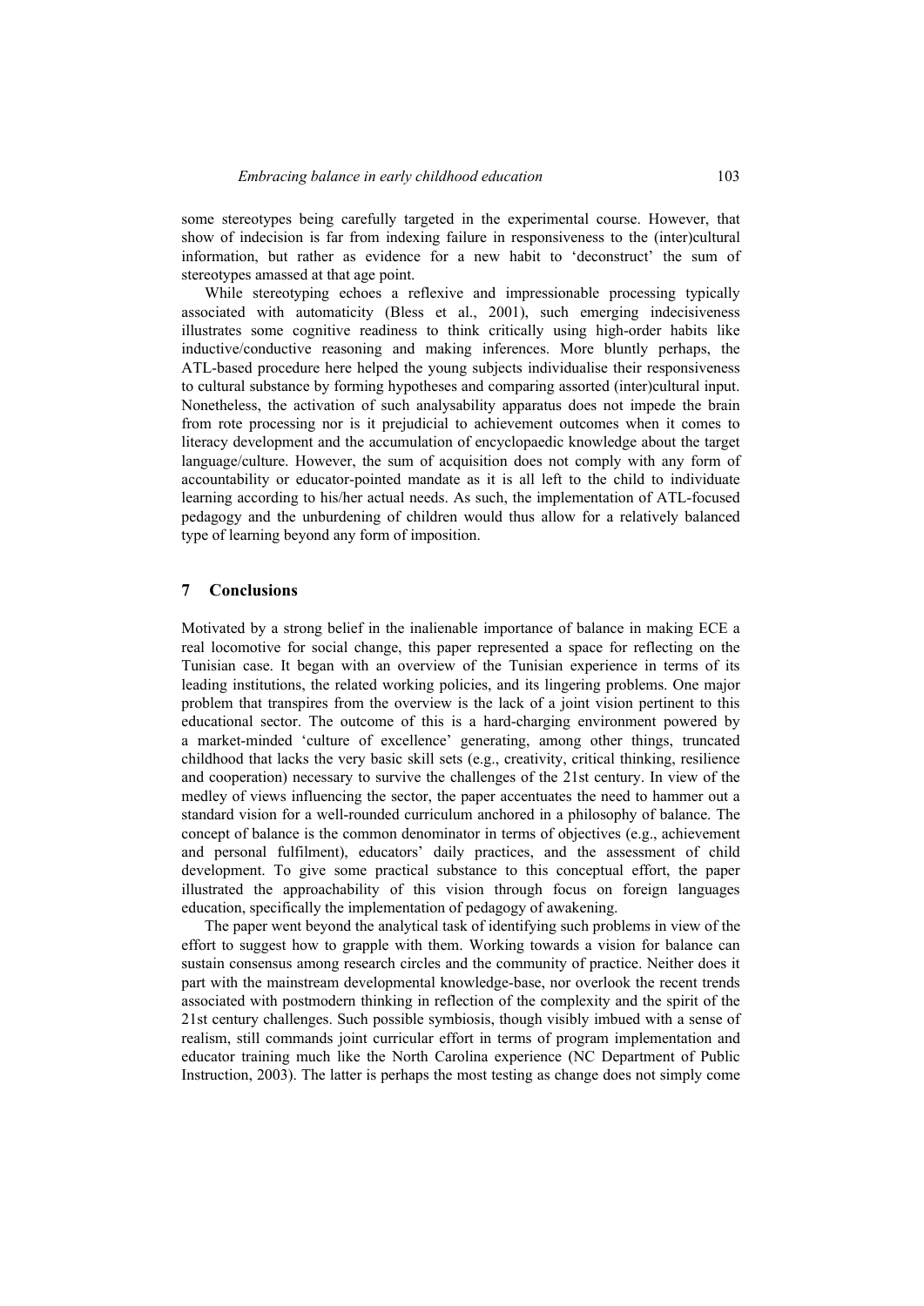some stereotypes being carefully targeted in the experimental course. However, that show of indecision is far from indexing failure in responsiveness to the (inter)cultural information, but rather as evidence for a new habit to 'deconstruct' the sum of stereotypes amassed at that age point.

While stereotyping echoes a reflexive and impressionable processing typically associated with automaticity (Bless et al., 2001), such emerging indecisiveness illustrates some cognitive readiness to think critically using high-order habits like inductive/conductive reasoning and making inferences. More bluntly perhaps, the ATL-based procedure here helped the young subjects individualise their responsiveness to cultural substance by forming hypotheses and comparing assorted (inter)cultural input. Nonetheless, the activation of such analysability apparatus does not impede the brain from rote processing nor is it prejudicial to achievement outcomes when it comes to literacy development and the accumulation of encyclopaedic knowledge about the target language/culture. However, the sum of acquisition does not comply with any form of accountability or educator-pointed mandate as it is all left to the child to individuate learning according to his/her actual needs. As such, the implementation of ATL-focused pedagogy and the unburdening of children would thus allow for a relatively balanced type of learning beyond any form of imposition.

## 7 Conclusions

Motivated by a strong belief in the inalienable importance of balance in making ECE a real locomotive for social change, this paper represented a space for reflecting on the Tunisian case. It began with an overview of the Tunisian experience in terms of its leading institutions, the related working policies, and its lingering problems. One major problem that transpires from the overview is the lack of a joint vision pertinent to this educational sector. The outcome of this is a hard-charging environment powered by a market-minded 'culture of excellence' generating, among other things, truncated childhood that lacks the very basic skill sets (e.g., creativity, critical thinking, resilience and cooperation) necessary to survive the challenges of the 21st century. In view of the medley of views influencing the sector, the paper accentuates the need to hammer out a standard vision for a well-rounded curriculum anchored in a philosophy of balance. The concept of balance is the common denominator in terms of objectives (e.g., achievement and personal fulfilment), educators' daily practices, and the assessment of child development. To give some practical substance to this conceptual effort, the paper illustrated the approachability of this vision through focus on foreign languages education, specifically the implementation of pedagogy of awakening.

The paper went beyond the analytical task of identifying such problems in view of the effort to suggest how to grapple with them. Working towards a vision for balance can sustain consensus among research circles and the community of practice. Neither does it part with the mainstream developmental knowledge-base, nor overlook the recent trends associated with postmodern thinking in reflection of the complexity and the spirit of the 21st century challenges. Such possible symbiosis, though visibly imbued with a sense of realism, still commands joint curricular effort in terms of program implementation and educator training much like the North Carolina experience (NC Department of Public Instruction, 2003). The latter is perhaps the most testing as change does not simply come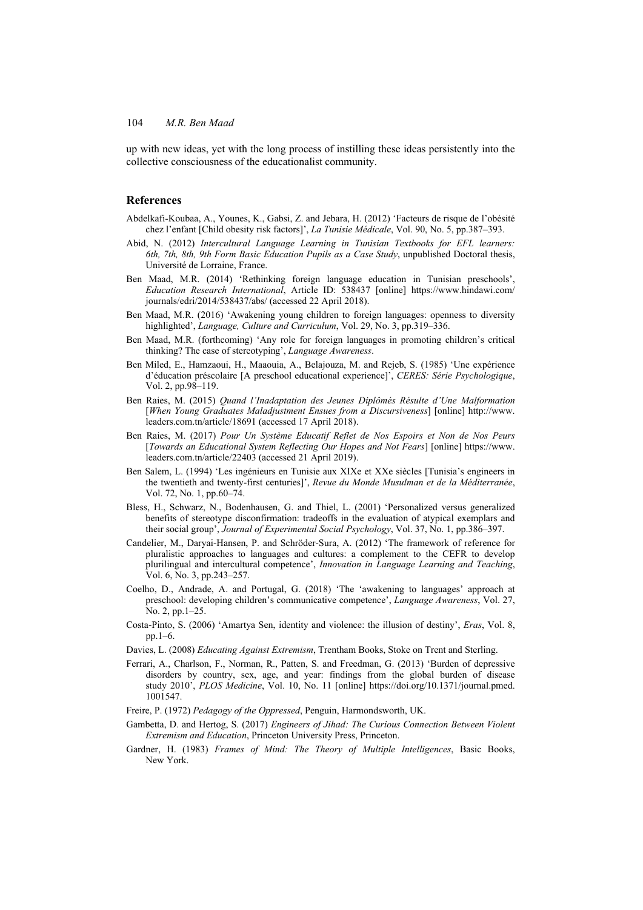up with new ideas, yet with the long process of instilling these ideas persistently into the collective consciousness of the educationalist community.

## References

Abdelkafi-Koubaa, A., Younes, K., Gabsi, Z. and Jebara, H. (2012) 'Facteurs de risque de l'obésité chez l'enfant [Child obesity risk factors]', *La Tunisie Médicale*, Vol. 90, No. 5, pp.387–393.

Abid, N. (2012) *Intercultural Language Learning in Tunisian Textbooks for EFL learners: 6th, 7th, 8th, 9th Form Basic Education Pupils as a Case Study*, unpublished Doctoral thesis, Université de Lorraine, France.

Ben Maad, M.R. (2014) 'Rethinking foreign language education in Tunisian preschools', *Education Research International*, Article ID: 538437 [online] https://www.hindawi.com/journals/edri/2014/538437/abs/ (accessed 22 April 2018).

Ben Maad, M.R. (2016) 'Awakening young children to foreign languages: openness to diversity highlighted', *Language, Culture and Curriculum*, Vol. 29, No. 3, pp.319–336.

Ben Maad, M.R. (forthcoming) 'Any role for foreign languages in promoting children's critical thinking? The case of stereotyping', *Language Awareness*.

Ben Miled, E., Hamzaoui, H., Maaouia, A., Belajouza, M. and Rejeb, S. (1985) 'Une expérience d'éducation préscolaire [A preschool educational experience]', *CERES: Série Psychologique*, Vol. 2, pp.98–119.

Ben Raies, M. (2015) *Quand l'Inadaptation des Jeunes Diplômés Résulte d'Une Malformation* [*When Young Graduates Maladjustment Ensues from a Discursiveness*] [online] http://www.leaders.com.tn/article/18691 (accessed 17 April 2018).

Ben Raies, M. (2017) *Pour Un Système Educatif Reflet de Nos Espoirs et Non de Nos Peurs* [*Towards an Educational System Reflecting Our Hopes and Not Fears*] [online] https://www.leaders.com.tn/article/22403 (accessed 21 April 2019).

Ben Salem, L. (1994) 'Les ingénieurs en Tunisie aux XIXe et XXe siècles [Tunisia's engineers in the twentieth and twenty-first centuries]', *Revue du Monde Musulman et de la Méditerranée*, Vol. 72, No. 1, pp.60–74.

Bless, H., Schwarz, N., Bodenhausen, G. and Thiel, L. (2001) 'Personalized versus generalized benefits of stereotype disconfirmation: tradeoffs in the evaluation of atypical exemplars and their social group', *Journal of Experimental Social Psychology*, Vol. 37, No. 1, pp.386–397.

Candelier, M., Daryai-Hansen, P. and Schröder-Sura, A. (2012) 'The framework of reference for pluralistic approaches to languages and cultures: a complement to the CEFR to develop plurilingual and intercultural competence', *Innovation in Language Learning and Teaching*, Vol. 6, No. 3, pp.243–257.

Coelho, D., Andrade, A. and Portugal, G. (2018) 'The 'awakening to languages' approach at preschool: developing children's communicative competence', *Language Awareness*, Vol. 27, No. 2, pp.1–25.

Costa-Pinto, S. (2006) 'Amartya Sen, identity and violence: the illusion of destiny', *Eras*, Vol. 8, pp.1–6.

Davies, L. (2008) *Educating Against Extremism*, Trentham Books, Stoke on Trent and Sterling.

Ferrari, A., Charlson, F., Norman, R., Patten, S. and Freedman, G. (2013) 'Burden of depressive disorders by country, sex, age, and year: findings from the global burden of disease study 2010', *PLOS Medicine*, Vol. 10, No. 11 [online] https://doi.org/10.1371/journal.pmed.1001547.

Freire, P. (1972) *Pedagogy of the Oppressed*, Penguin, Harmondsworth, UK.

Gambetta, D. and Hertog, S. (2017) *Engineers of Jihad: The Curious Connection Between Violent Extremism and Education*, Princeton University Press, Princeton.

Gardner, H. (1983) *Frames of Mind: The Theory of Multiple Intelligences*, Basic Books, New York.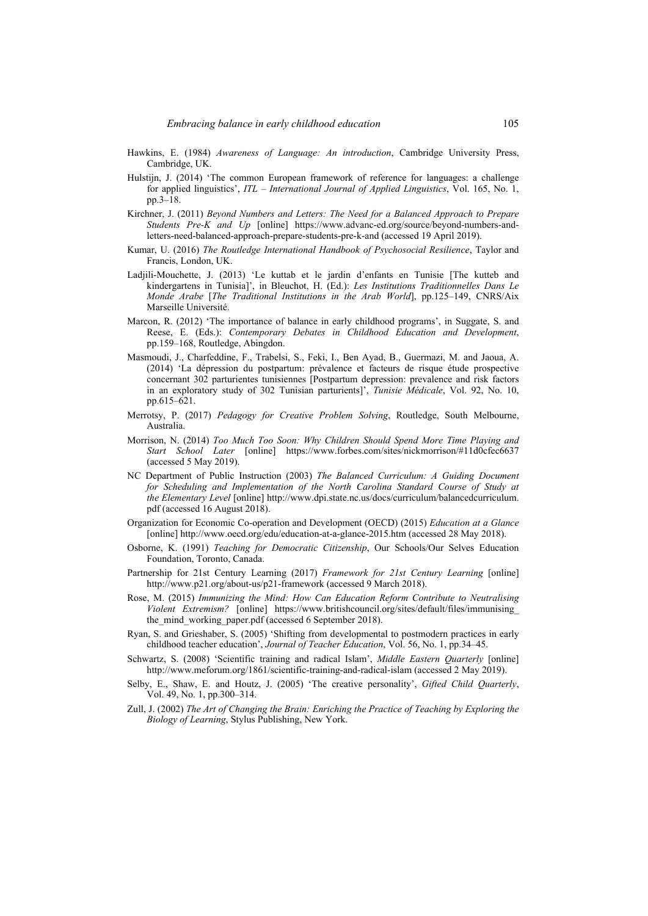Hawkins, E. (1984) *Awareness of Language: An introduction*, Cambridge University Press, Cambridge, UK.

Hulstijn, J. (2014) 'The common European framework of reference for languages: a challenge for applied linguistics', *ITL – International Journal of Applied Linguistics*, Vol. 165, No. 1, pp.3–18.

Kirchner, J. (2011) *Beyond Numbers and Letters: The Need for a Balanced Approach to Prepare Students Pre-K and Up* [online] https://www.advanc-ed.org/source/beyond-numbers-and-letters-need-balanced-approach-prepare-students-pre-k-and (accessed 19 April 2019).

Kumar, U. (2016) *The Routledge International Handbook of Psychosocial Resilience*, Taylor and Francis, London, UK.

Ladjili-Mouchette, J. (2013) 'Le kuttab et le jardin d'enfants en Tunisie [The kutteb and kindergartens in Tunisia]', in Bleuchot, H. (Ed.): *Les Institutions Traditionnelles Dans Le Monde Arabe* [*The Traditional Institutions in the Arab World*], pp.125–149, CNRS/Aix Marseille Université.

Marcon, R. (2012) 'The importance of balance in early childhood programs', in Suggate, S. and Reese, E. (Eds.): *Contemporary Debates in Childhood Education and Development*, pp.159–168, Routledge, Abingdon.

Masmoudi, J., Charfeddine, F., Trabelsi, S., Feki, I., Ben Ayad, B., Guermazi, M. and Jaoua, A. (2014) 'La dépression du postpartum: prévalence et facteurs de risque étude prospective concernant 302 parturientes tunisiennes [Postpartum depression: prevalence and risk factors in an exploratory study of 302 Tunisian parturients]', *Tunisie Médicale*, Vol. 92, No. 10, pp.615–621.

Merrotsy, P. (2017) *Pedagogy for Creative Problem Solving*, Routledge, South Melbourne, Australia.

Morrison, N. (2014) *Too Much Too Soon: Why Children Should Spend More Time Playing and Start School Later* [online] https://www.forbes.com/sites/nickmorrison/#11d0cfec6637 (accessed 5 May 2019).

NC Department of Public Instruction (2003) *The Balanced Curriculum: A Guiding Document for Scheduling and Implementation of the North Carolina Standard Course of Study at the Elementary Level* [online] http://www.dpi.state.nc.us/docs/curriculum/balancedcurriculum.pdf (accessed 16 August 2018).

Organization for Economic Co-operation and Development (OECD) (2015) *Education at a Glance* [online] http://www.oecd.org/edu/education-at-a-glance-2015.htm (accessed 28 May 2018).

Osborne, K. (1991) *Teaching for Democratic Citizenship*, Our Schools/Our Selves Education Foundation, Toronto, Canada.

Partnership for 21st Century Learning (2017) *Framework for 21st Century Learning* [online] http://www.p21.org/about-us/p21-framework (accessed 9 March 2018).

Rose, M. (2015) *Immunizing the Mind: How Can Education Reform Contribute to Neutralising Violent Extremism?* [online] https://www.britishcouncil.org/sites/default/files/immunising_the_mind_working_paper.pdf (accessed 6 September 2018).

Ryan, S. and Grieshaber, S. (2005) 'Shifting from developmental to postmodern practices in early childhood teacher education', *Journal of Teacher Education*, Vol. 56, No. 1, pp.34–45.

Schwartz, S. (2008) 'Scientific training and radical Islam', *Middle Eastern Quarterly* [online] http://www.meforum.org/1861/scientific-training-and-radical-islam (accessed 2 May 2019).

Selby, E., Shaw, E. and Houtz, J. (2005) 'The creative personality', *Gifted Child Quarterly*, Vol. 49, No. 1, pp.300–314.

Zull, J. (2002) *The Art of Changing the Brain: Enriching the Practice of Teaching by Exploring the Biology of Learning*, Stylus Publishing, New York.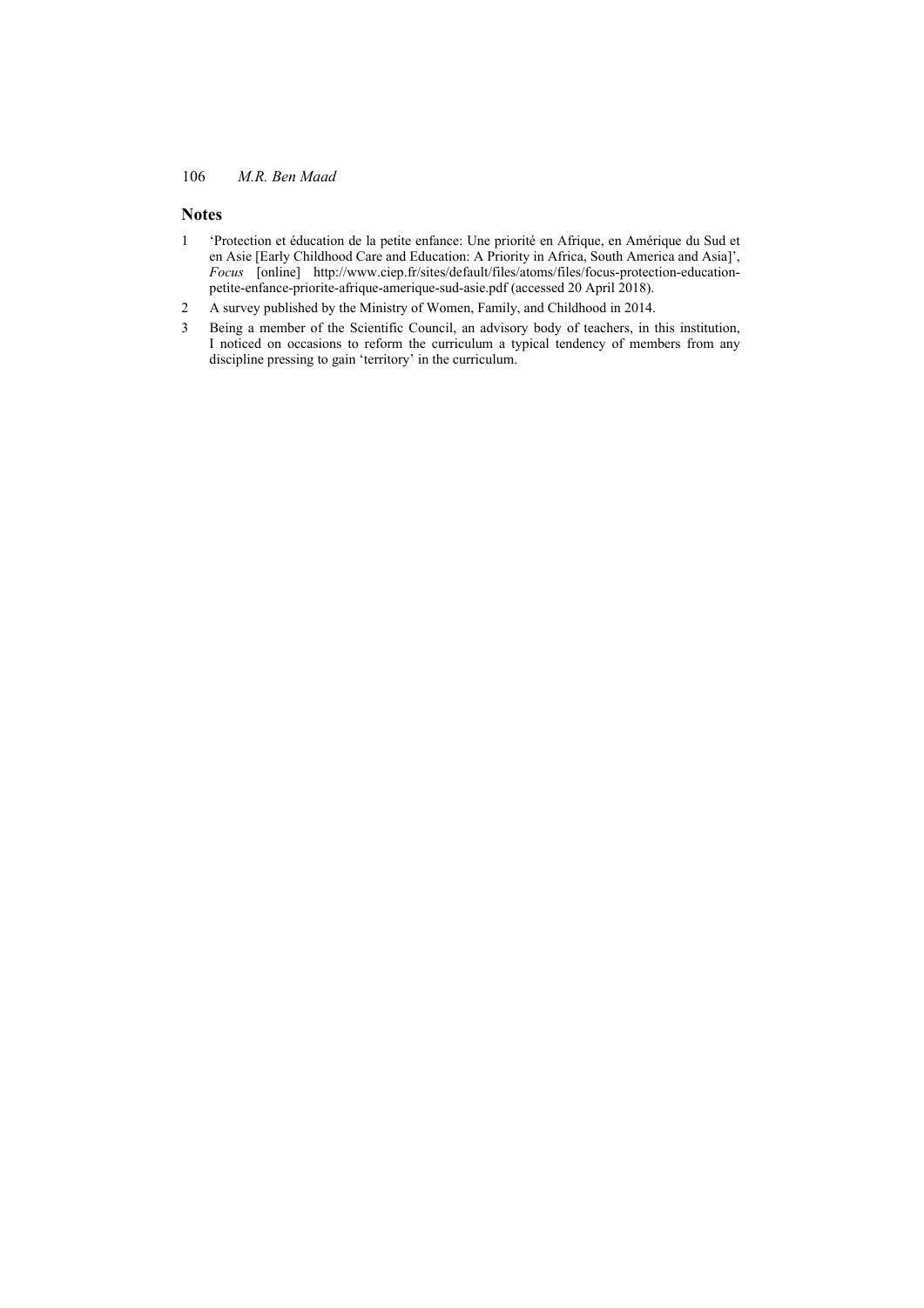## Notes

1. 'Protection et éducation de la petite enfance: Une priorité en Afrique, en Amérique du Sud et en Asie [Early Childhood Care and Education: A Priority in Africa, South America and Asia]', *Focus* [online] http://www.ciep.fr/sites/default/files/atoms/files/focus-protection-education-petite-enfance-priorite-afrique-amerique-sud-asie.pdf (accessed 20 April 2018).
2. A survey published by the Ministry of Women, Family, and Childhood in 2014.
3. Being a member of the Scientific Council, an advisory body of teachers, in this institution, I noticed on occasions to reform the curriculum a typical tendency of members from any discipline pressing to gain 'territory' in the curriculum.